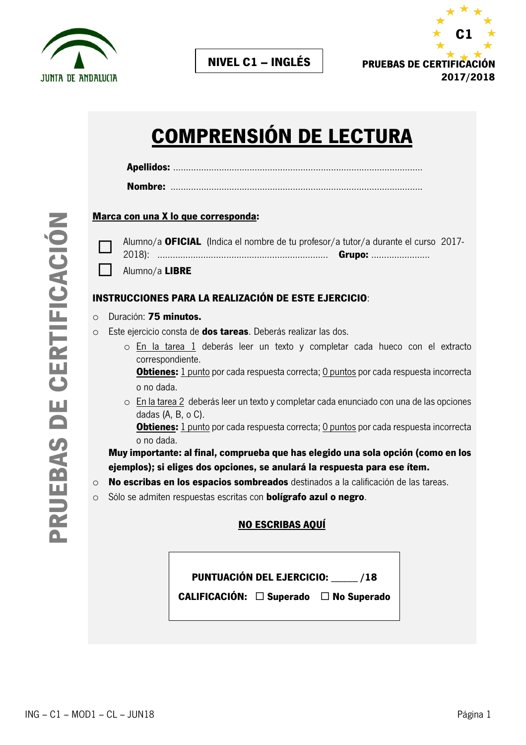JUNTA DE ANDALUCIA

**NIVEL C1 – INGLÉS**

C1

**PRUEBAS DE CERTIFICACIÓN 2017/2018**

**PRUEBAS DE CERTIFICACIÓN**

# COMPRENSIÓN DE LECTURA

**Apellidos:** ...................................................................................................

**Nombre:** ....................................................................................................

**Marca con una X lo que corresponda:**

☐ Alumno/a **OFICIAL** (Indica el nombre de tu profesor/a tutor/a durante el curso 2017-2018): .................................................................... **Grupo:** .......................

☐ Alumno/a **LIBRE**

**INSTRUCCIONES PARA LA REALIZACIÓN DE ESTE EJERCICIO**:

- Duración: **75 minutos.**
- Este ejercicio consta de **dos tareas**. Deberás realizar las dos.
  - En la tarea 1 deberás leer un texto y completar cada hueco con el extracto correspondiente.
    **Obtienes:** 1 punto por cada respuesta correcta; 0 puntos por cada respuesta incorrecta o no dada.
  - En la tarea 2 deberás leer un texto y completar cada enunciado con una de las opciones dadas (A, B, o C).
    **Obtienes:** 1 punto por cada respuesta correcta; 0 puntos por cada respuesta incorrecta o no dada.

  **Muy importante: al final, comprueba que has elegido una sola opción (como en los ejemplos); si eliges dos opciones, se anulará la respuesta para ese ítem.**
- **No escribas en los espacios sombreados** destinados a la calificación de las tareas.
- Sólo se admiten respuestas escritas con **bolígrafo azul o negro**.

**NO ESCRIBAS AQUÍ**

**PUNTUACIÓN DEL EJERCICIO:** _____ /18

**CALIFICACIÓN:** ☐ **Superado** ☐ **No Superado**

ING – C1 – MOD1 – CL – JUN18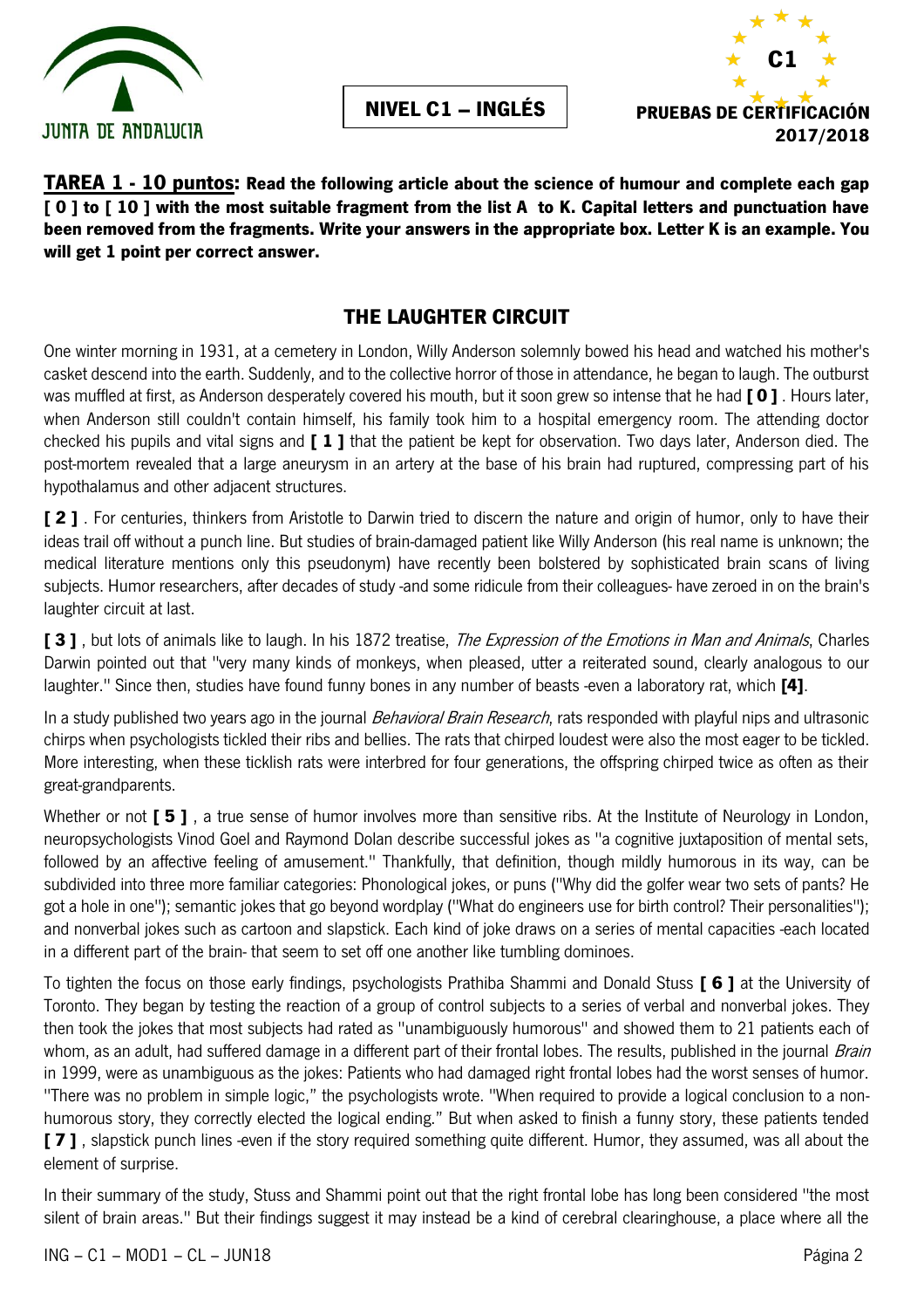**NIVEL C1 – INGLÉS**

**PRUEBAS DE CERTIFICACIÓN 2017/2018**

**TAREA 1 - 10 puntos: Read the following article about the science of humour and complete each gap [ 0 ] to [ 10 ] with the most suitable fragment from the list A to K. Capital letters and punctuation have been removed from the fragments. Write your answers in the appropriate box. Letter K is an example. You will get 1 point per correct answer.**

## THE LAUGHTER CIRCUIT

One winter morning in 1931, at a cemetery in London, Willy Anderson solemnly bowed his head and watched his mother's casket descend into the earth. Suddenly, and to the collective horror of those in attendance, he began to laugh. The outburst was muffled at first, as Anderson desperately covered his mouth, but it soon grew so intense that he had **[ 0 ]** . Hours later, when Anderson still couldn't contain himself, his family took him to a hospital emergency room. The attending doctor checked his pupils and vital signs and **[ 1 ]** that the patient be kept for observation. Two days later, Anderson died. The post-mortem revealed that a large aneurysm in an artery at the base of his brain had ruptured, compressing part of his hypothalamus and other adjacent structures.

**[ 2 ]** . For centuries, thinkers from Aristotle to Darwin tried to discern the nature and origin of humor, only to have their ideas trail off without a punch line. But studies of brain-damaged patient like Willy Anderson (his real name is unknown; the medical literature mentions only this pseudonym) have recently been bolstered by sophisticated brain scans of living subjects. Humor researchers, after decades of study -and some ridicule from their colleagues- have zeroed in on the brain's laughter circuit at last.

**[ 3 ]** , but lots of animals like to laugh. In his 1872 treatise, *The Expression of the Emotions in Man and Animals*, Charles Darwin pointed out that "very many kinds of monkeys, when pleased, utter a reiterated sound, clearly analogous to our laughter." Since then, studies have found funny bones in any number of beasts -even a laboratory rat, which **[4]**.

In a study published two years ago in the journal *Behavioral Brain Research*, rats responded with playful nips and ultrasonic chirps when psychologists tickled their ribs and bellies. The rats that chirped loudest were also the most eager to be tickled. More interesting, when these ticklish rats were interbred for four generations, the offspring chirped twice as often as their great-grandparents.

Whether or not **[ 5 ]** , a true sense of humor involves more than sensitive ribs. At the Institute of Neurology in London, neuropsychologists Vinod Goel and Raymond Dolan describe successful jokes as "a cognitive juxtaposition of mental sets, followed by an affective feeling of amusement." Thankfully, that definition, though mildly humorous in its way, can be subdivided into three more familiar categories: Phonological jokes, or puns ("Why did the golfer wear two sets of pants? He got a hole in one"); semantic jokes that go beyond wordplay ("What do engineers use for birth control? Their personalities"); and nonverbal jokes such as cartoon and slapstick. Each kind of joke draws on a series of mental capacities -each located in a different part of the brain- that seem to set off one another like tumbling dominoes.

To tighten the focus on those early findings, psychologists Prathiba Shammi and Donald Stuss **[ 6 ]** at the University of Toronto. They began by testing the reaction of a group of control subjects to a series of verbal and nonverbal jokes. They then took the jokes that most subjects had rated as "unambiguously humorous" and showed them to 21 patients each of whom, as an adult, had suffered damage in a different part of their frontal lobes. The results, published in the journal *Brain* in 1999, were as unambiguous as the jokes: Patients who had damaged right frontal lobes had the worst senses of humor. "There was no problem in simple logic," the psychologists wrote. "When required to provide a logical conclusion to a non-humorous story, they correctly elected the logical ending." But when asked to finish a funny story, these patients tended **[ 7 ]** , slapstick punch lines -even if the story required something quite different. Humor, they assumed, was all about the element of surprise.

In their summary of the study, Stuss and Shammi point out that the right frontal lobe has long been considered "the most silent of brain areas." But their findings suggest it may instead be a kind of cerebral clearinghouse, a place where all the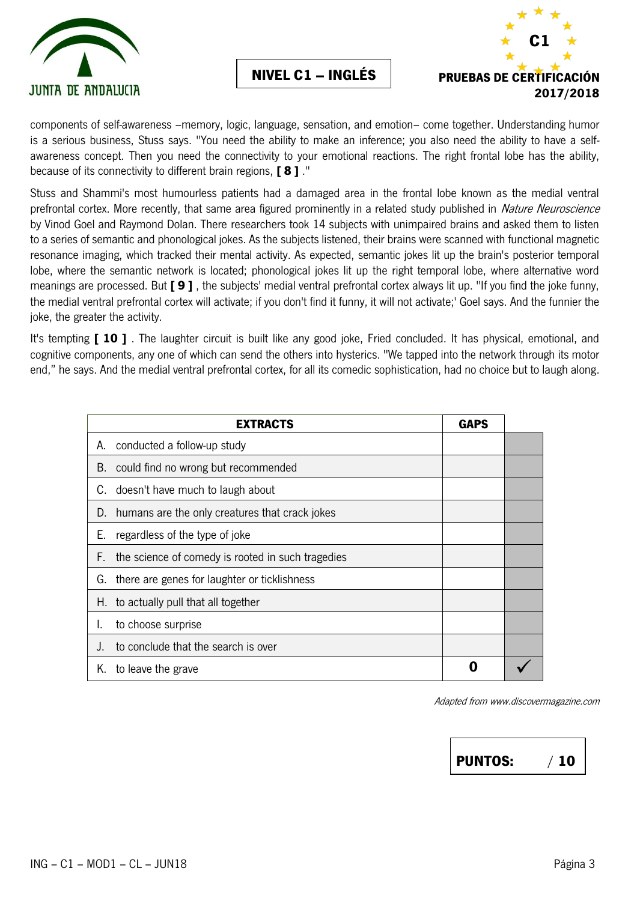components of self-awareness –memory, logic, language, sensation, and emotion– come together. Understanding humor is a serious business, Stuss says. "You need the ability to make an inference; you also need the ability to have a self-awareness concept. Then you need the connectivity to your emotional reactions. The right frontal lobe has the ability, because of its connectivity to different brain regions, **[ 8 ]** ."

Stuss and Shammi's most humourless patients had a damaged area in the frontal lobe known as the medial ventral prefrontal cortex. More recently, that same area figured prominently in a related study published in *Nature Neuroscience* by Vinod Goel and Raymond Dolan. There researchers took 14 subjects with unimpaired brains and asked them to listen to a series of semantic and phonological jokes. As the subjects listened, their brains were scanned with functional magnetic resonance imaging, which tracked their mental activity. As expected, semantic jokes lit up the brain's posterior temporal lobe, where the semantic network is located; phonological jokes lit up the right temporal lobe, where alternative word meanings are processed. But **[ 9 ]** , the subjects' medial ventral prefrontal cortex always lit up. "If you find the joke funny, the medial ventral prefrontal cortex will activate; if you don't find it funny, it will not activate;' Goel says. And the funnier the joke, the greater the activity.

It's tempting **[ 10 ]** . The laughter circuit is built like any good joke, Fried concluded. It has physical, emotional, and cognitive components, any one of which can send the others into hysterics. "We tapped into the network through its motor end," he says. And the medial ventral prefrontal cortex, for all its comedic sophistication, had no choice but to laugh along.

| EXTRACTS | GAPS | |
|---|---|---|
| A. conducted a follow-up study | | |
| B. could find no wrong but recommended | | |
| C. doesn't have much to laugh about | | |
| D. humans are the only creatures that crack jokes | | |
| E. regardless of the type of joke | | |
| F. the science of comedy is rooted in such tragedies | | |
| G. there are genes for laughter or ticklishness | | |
| H. to actually pull that all together | | |
| I. to choose surprise | | |
| J. to conclude that the search is over | | |
| K. to leave the grave | **0** | ✓ |

*Adapted from www.discovermagazine.com*

**PUNTOS: / 10**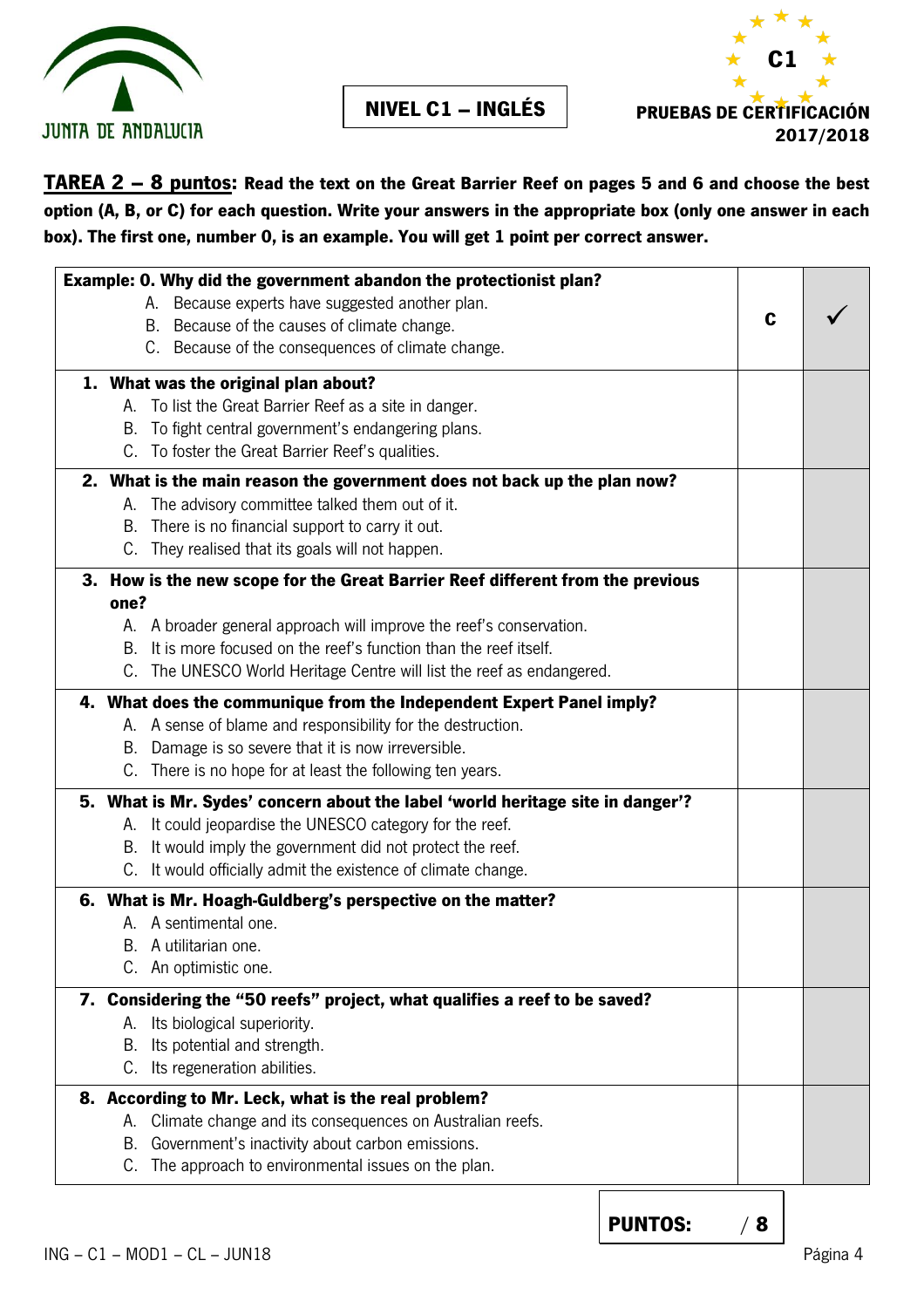**NIVEL C1 – INGLÉS**

**PRUEBAS DE CERTIFICACIÓN 2017/2018**

**TAREA 2 – 8 puntos: Read the text on the Great Barrier Reef on pages 5 and 6 and choose the best option (A, B, or C) for each question. Write your answers in the appropriate box (only one answer in each box). The first one, number 0, is an example. You will get 1 point per correct answer.**

| Question | Answer | |
|---|---|---|
| **Example: 0. Why did the government abandon the protectionist plan?**<br>A. Because experts have suggested another plan.<br>B. Because of the causes of climate change.<br>C. Because of the consequences of climate change. | **C** | ✓ |
| **1. What was the original plan about?**<br>A. To list the Great Barrier Reef as a site in danger.<br>B. To fight central government's endangering plans.<br>C. To foster the Great Barrier Reef's qualities. | | |
| **2. What is the main reason the government does not back up the plan now?**<br>A. The advisory committee talked them out of it.<br>B. There is no financial support to carry it out.<br>C. They realised that its goals will not happen. | | |
| **3. How is the new scope for the Great Barrier Reef different from the previous one?**<br>A. A broader general approach will improve the reef's conservation.<br>B. It is more focused on the reef's function than the reef itself.<br>C. The UNESCO World Heritage Centre will list the reef as endangered. | | |
| **4. What does the communique from the Independent Expert Panel imply?**<br>A. A sense of blame and responsibility for the destruction.<br>B. Damage is so severe that it is now irreversible.<br>C. There is no hope for at least the following ten years. | | |
| **5. What is Mr. Sydes' concern about the label 'world heritage site in danger'?**<br>A. It could jeopardise the UNESCO category for the reef.<br>B. It would imply the government did not protect the reef.<br>C. It would officially admit the existence of climate change. | | |
| **6. What is Mr. Hoagh-Guldberg's perspective on the matter?**<br>A. A sentimental one.<br>B. A utilitarian one.<br>C. An optimistic one. | | |
| **7. Considering the "50 reefs" project, what qualifies a reef to be saved?**<br>A. Its biological superiority.<br>B. Its potential and strength.<br>C. Its regeneration abilities. | | |
| **8. According to Mr. Leck, what is the real problem?**<br>A. Climate change and its consequences on Australian reefs.<br>B. Government's inactivity about carbon emissions.<br>C. The approach to environmental issues on the plan. | | |

**PUNTOS: / 8**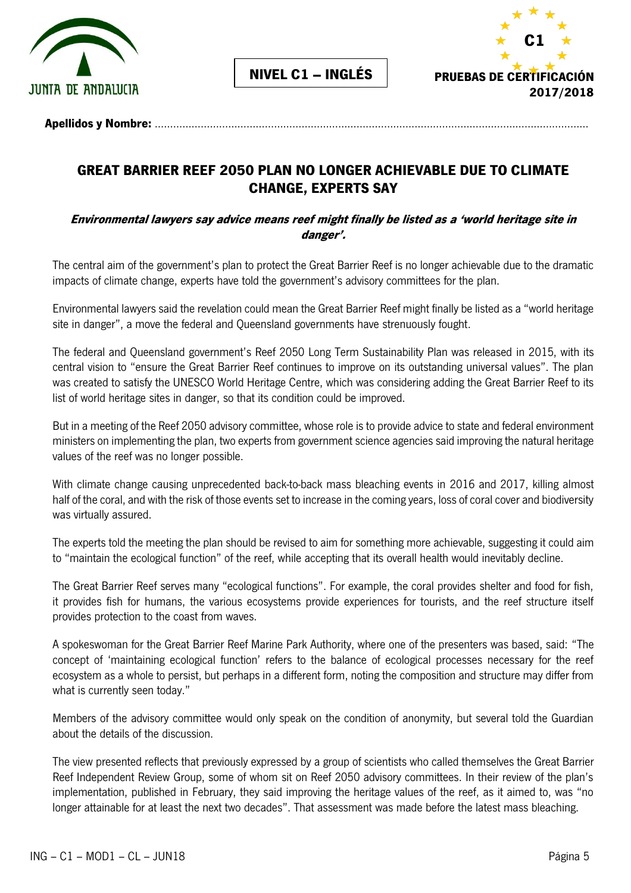NIVEL C1 – INGLÉS

PRUEBAS DE CERTIFICACIÓN 2017/2018

**Apellidos y Nombre:** ..........................................................................................................................................

# GREAT BARRIER REEF 2050 PLAN NO LONGER ACHIEVABLE DUE TO CLIMATE CHANGE, EXPERTS SAY

***Environmental lawyers say advice means reef might finally be listed as a 'world heritage site in danger'.***

The central aim of the government's plan to protect the Great Barrier Reef is no longer achievable due to the dramatic impacts of climate change, experts have told the government's advisory committees for the plan.

Environmental lawyers said the revelation could mean the Great Barrier Reef might finally be listed as a "world heritage site in danger", a move the federal and Queensland governments have strenuously fought.

The federal and Queensland government's Reef 2050 Long Term Sustainability Plan was released in 2015, with its central vision to "ensure the Great Barrier Reef continues to improve on its outstanding universal values". The plan was created to satisfy the UNESCO World Heritage Centre, which was considering adding the Great Barrier Reef to its list of world heritage sites in danger, so that its condition could be improved.

But in a meeting of the Reef 2050 advisory committee, whose role is to provide advice to state and federal environment ministers on implementing the plan, two experts from government science agencies said improving the natural heritage values of the reef was no longer possible.

With climate change causing unprecedented back-to-back mass bleaching events in 2016 and 2017, killing almost half of the coral, and with the risk of those events set to increase in the coming years, loss of coral cover and biodiversity was virtually assured.

The experts told the meeting the plan should be revised to aim for something more achievable, suggesting it could aim to "maintain the ecological function" of the reef, while accepting that its overall health would inevitably decline.

The Great Barrier Reef serves many "ecological functions". For example, the coral provides shelter and food for fish, it provides fish for humans, the various ecosystems provide experiences for tourists, and the reef structure itself provides protection to the coast from waves.

A spokeswoman for the Great Barrier Reef Marine Park Authority, where one of the presenters was based, said: "The concept of 'maintaining ecological function' refers to the balance of ecological processes necessary for the reef ecosystem as a whole to persist, but perhaps in a different form, noting the composition and structure may differ from what is currently seen today."

Members of the advisory committee would only speak on the condition of anonymity, but several told the Guardian about the details of the discussion.

The view presented reflects that previously expressed by a group of scientists who called themselves the Great Barrier Reef Independent Review Group, some of whom sit on Reef 2050 advisory committees. In their review of the plan's implementation, published in February, they said improving the heritage values of the reef, as it aimed to, was "no longer attainable for at least the next two decades". That assessment was made before the latest mass bleaching.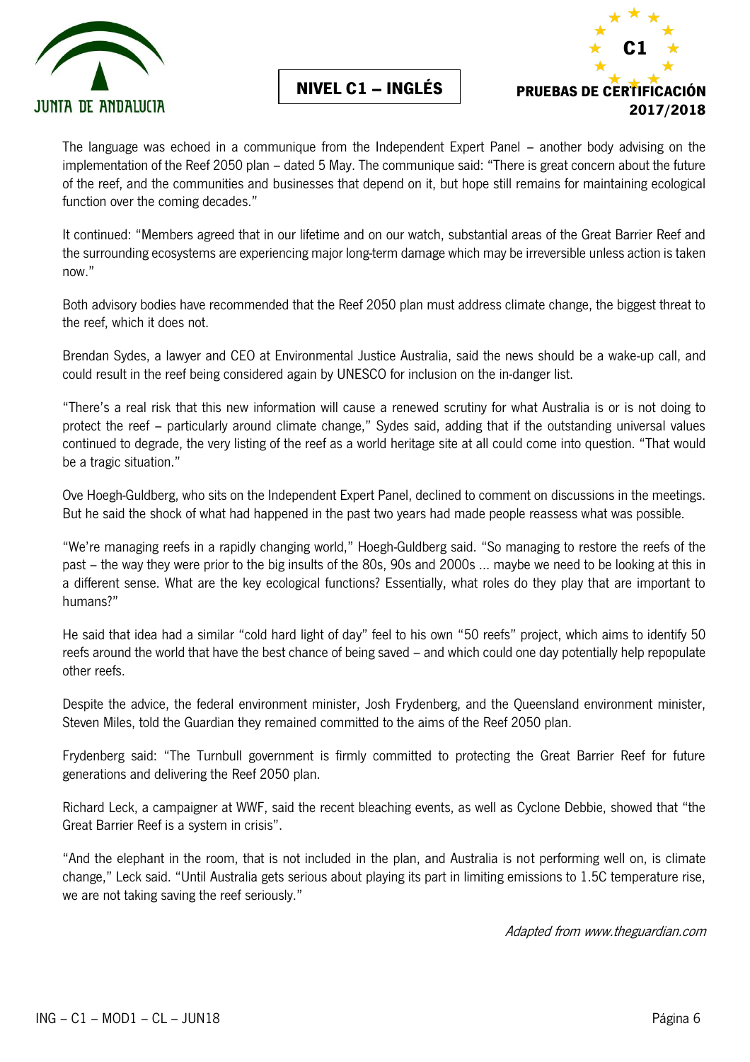The language was echoed in a communique from the Independent Expert Panel – another body advising on the implementation of the Reef 2050 plan – dated 5 May. The communique said: "There is great concern about the future of the reef, and the communities and businesses that depend on it, but hope still remains for maintaining ecological function over the coming decades."

It continued: "Members agreed that in our lifetime and on our watch, substantial areas of the Great Barrier Reef and the surrounding ecosystems are experiencing major long-term damage which may be irreversible unless action is taken now."

Both advisory bodies have recommended that the Reef 2050 plan must address climate change, the biggest threat to the reef, which it does not.

Brendan Sydes, a lawyer and CEO at Environmental Justice Australia, said the news should be a wake-up call, and could result in the reef being considered again by UNESCO for inclusion on the in-danger list.

"There's a real risk that this new information will cause a renewed scrutiny for what Australia is or is not doing to protect the reef – particularly around climate change," Sydes said, adding that if the outstanding universal values continued to degrade, the very listing of the reef as a world heritage site at all could come into question. "That would be a tragic situation."

Ove Hoegh-Guldberg, who sits on the Independent Expert Panel, declined to comment on discussions in the meetings. But he said the shock of what had happened in the past two years had made people reassess what was possible.

"We're managing reefs in a rapidly changing world," Hoegh-Guldberg said. "So managing to restore the reefs of the past – the way they were prior to the big insults of the 80s, 90s and 2000s ... maybe we need to be looking at this in a different sense. What are the key ecological functions? Essentially, what roles do they play that are important to humans?"

He said that idea had a similar "cold hard light of day" feel to his own "50 reefs" project, which aims to identify 50 reefs around the world that have the best chance of being saved – and which could one day potentially help repopulate other reefs.

Despite the advice, the federal environment minister, Josh Frydenberg, and the Queensland environment minister, Steven Miles, told the Guardian they remained committed to the aims of the Reef 2050 plan.

Frydenberg said: "The Turnbull government is firmly committed to protecting the Great Barrier Reef for future generations and delivering the Reef 2050 plan.

Richard Leck, a campaigner at WWF, said the recent bleaching events, as well as Cyclone Debbie, showed that "the Great Barrier Reef is a system in crisis".

"And the elephant in the room, that is not included in the plan, and Australia is not performing well on, is climate change," Leck said. "Until Australia gets serious about playing its part in limiting emissions to 1.5C temperature rise, we are not taking saving the reef seriously."

*Adapted from www.theguardian.com*